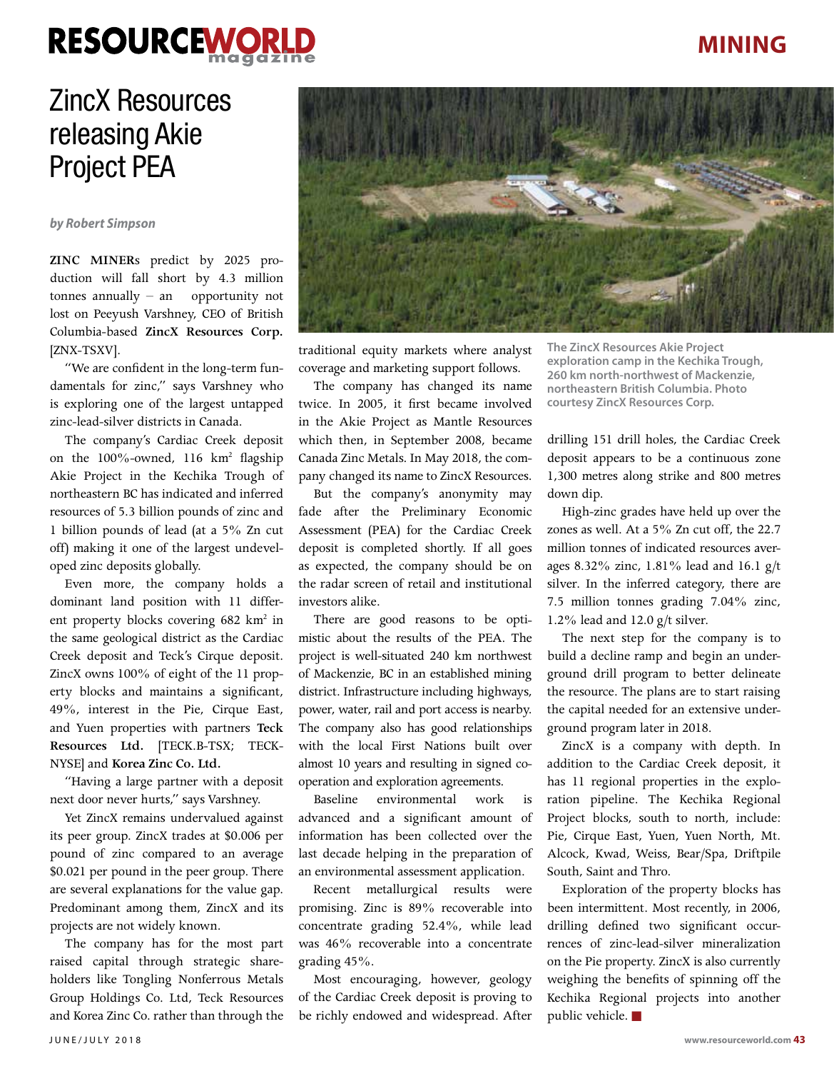# ZincX Resources releasing Akie Project PEA

*by Robert Simpson*

**ZINC MINER**s predict by 2025 production will fall short by 4.3 million tonnes annually – an opportunity not lost on Peeyush Varshney, CEO of British Columbia-based **ZincX Resources Corp.** [ZNX-TSXV].

"We are confident in the long-term fundamentals for zinc," says Varshney who is exploring one of the largest untapped zinc-lead-silver districts in Canada.

The company's Cardiac Creek deposit on the 100%-owned, 116 km$^2$ flagship Akie Project in the Kechika Trough of northeastern BC has indicated and inferred resources of 5.3 billion pounds of zinc and 1 billion pounds of lead (at a 5% Zn cut off) making it one of the largest undeveloped zinc deposits globally.

Even more, the company holds a dominant land position with 11 different property blocks covering 682 km$^2$ in the same geological district as the Cardiac Creek deposit and Teck's Cirque deposit. ZincX owns 100% of eight of the 11 property blocks and maintains a significant, 49%, interest in the Pie, Cirque East, and Yuen properties with partners **Teck Resources Ltd.** [TECK.B-TSX; TECK-NYSE] and **Korea Zinc Co. Ltd.**

"Having a large partner with a deposit next door never hurts," says Varshney.

Yet ZincX remains undervalued against its peer group. ZincX trades at $0.006 per pound of zinc compared to an average $0.021 per pound in the peer group. There are several explanations for the value gap. Predominant among them, ZincX and its projects are not widely known.

The company has for the most part raised capital through strategic shareholders like Tongling Nonferrous Metals Group Holdings Co. Ltd, Teck Resources and Korea Zinc Co. rather than through the traditional equity markets where analyst coverage and marketing support follows.

The company has changed its name twice. In 2005, it first became involved in the Akie Project as Mantle Resources which then, in September 2008, became Canada Zinc Metals. In May 2018, the company changed its name to ZincX Resources.

But the company's anonymity may fade after the Preliminary Economic Assessment (PEA) for the Cardiac Creek deposit is completed shortly. If all goes as expected, the company should be on the radar screen of retail and institutional investors alike.

There are good reasons to be optimistic about the results of the PEA. The project is well-situated 240 km northwest of Mackenzie, BC in an established mining district. Infrastructure including highways, power, water, rail and port access is nearby. The company also has good relationships with the local First Nations built over almost 10 years and resulting in signed co-operation and exploration agreements.

Baseline environmental work is advanced and a significant amount of information has been collected over the last decade helping in the preparation of an environmental assessment application.

Recent metallurgical results were promising. Zinc is 89% recoverable into concentrate grading 52.4%, while lead was 46% recoverable into a concentrate grading 45%.

Most encouraging, however, geology of the Cardiac Creek deposit is proving to be richly endowed and widespread. After drilling 151 drill holes, the Cardiac Creek deposit appears to be a continuous zone 1,300 metres along strike and 800 metres down dip.

**The ZincX Resources Akie Project exploration camp in the Kechika Trough, 260 km north-northwest of Mackenzie, northeastern British Columbia. Photo courtesy ZincX Resources Corp.**

High-zinc grades have held up over the zones as well. At a 5% Zn cut off, the 22.7 million tonnes of indicated resources averages 8.32% zinc, 1.81% lead and 16.1 g/t silver. In the inferred category, there are 7.5 million tonnes grading 7.04% zinc, 1.2% lead and 12.0 g/t silver.

The next step for the company is to build a decline ramp and begin an underground drill program to better delineate the resource. The plans are to start raising the capital needed for an extensive underground program later in 2018.

ZincX is a company with depth. In addition to the Cardiac Creek deposit, it has 11 regional properties in the exploration pipeline. The Kechika Regional Project blocks, south to north, include: Pie, Cirque East, Yuen, Yuen North, Mt. Alcock, Kwad, Weiss, Bear/Spa, Driftpile South, Saint and Thro.

Exploration of the property blocks has been intermittent. Most recently, in 2006, drilling defined two significant occurrences of zinc-lead-silver mineralization on the Pie property. ZincX is also currently weighing the benefits of spinning off the Kechika Regional projects into another public vehicle. ■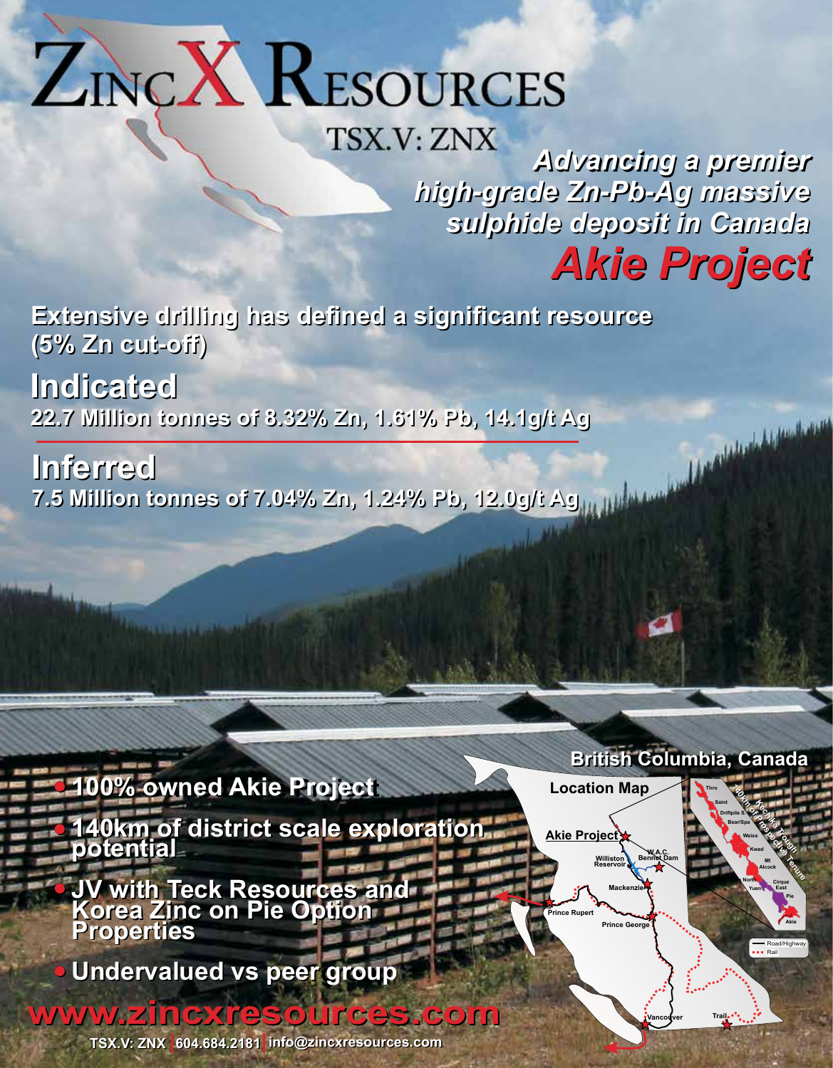# ZincX Resources

TSX.V: ZNX

*Advancing a premier high-grade Zn-Pb-Ag massive sulphide deposit in Canada*

## *Akie Project*

**Extensive drilling has defined a significant resource (5% Zn cut-off)**

## Indicated

**22.7 Million tonnes of 8.32% Zn, 1.61% Pb, 14.1g/t Ag**

## Inferred

**7.5 Million tonnes of 7.04% Zn, 1.24% Pb, 12.0g/t Ag**

- **100% owned Akie Project**
- **140km of district scale exploration potential**
- **JV with Teck Resources and Korea Zinc on Pie Option Properties**
- **Undervalued vs peer group**

British Columbia, Canada

Location Map

Akie Project

Williston Reservoir

W.A.C. Bennett Dam

Mackenzie

Prince Rupert

Prince George

Vancouver

Trail

Thro

Saint

Driftpile S.

Bear/Spa

Weiss

Kwad

Mt Alcock

North

Yuen

Cirque East

Pie

Akie

Kechika Trough

140km of Prospective Tenure

Road/Highway

Rail

**www.zincxresources.com**

TSX.V: ZNX | 604.684.2181 | info@zincxresources.com